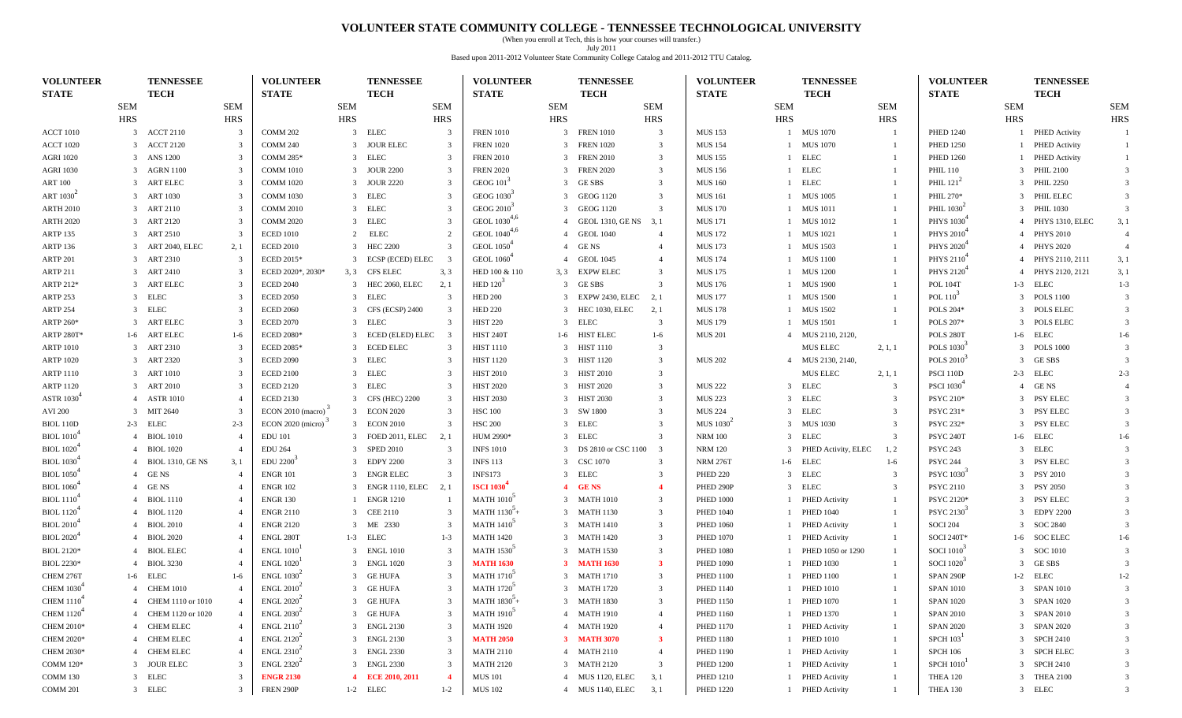# VOLUNTEER STATE COMMUNITY COLLEGE - TENNESSEE TECHNOLOGICAL UNIVERSITY

(When you enroll at Tech, this is how your courses will transfer.)

July 2011

Based upon 2011-2012 Volunteer State Community College Catalog and 2011-2012 TTU Catalog.

| VOLUNTEER STATE | SEM HRS | TENNESSEE TECH | SEM HRS |
|---|---|---|---|
| ACCT 1010 | 3 | ACCT 2110 | 3 |
| ACCT 1020 | 3 | ACCT 2120 | 3 |
| AGRI 1020 | 3 | ANS 1200 | 3 |
| AGRI 1030 | 3 | AGRN 1100 | 3 |
| ART 100 | 3 | ART ELEC | 3 |
| ART 1030[2] | 3 | ART 1030 | 3 |
| ARTH 2010 | 3 | ART 2110 | 3 |
| ARTH 2020 | 3 | ART 2120 | 3 |
| ARTP 135 | 3 | ART 2510 | 3 |
| ARTP 136 | 3 | ART 2040, ELEC | 2, 1 |
| ARTP 201 | 3 | ART 2310 | 3 |
| ARTP 211 | 3 | ART 2410 | 3 |
| ARTP 212* | 3 | ART ELEC | 3 |
| ARTP 253 | 3 | ELEC | 3 |
| ARTP 254 | 3 | ELEC | 3 |
| ARTP 260* | 3 | ART ELEC | 3 |
| ARTP 280T* | 1-6 | ART ELEC | 1-6 |
| ARTP 1010 | 3 | ART 2310 | 3 |
| ARTP 1020 | 3 | ART 2320 | 3 |
| ARTP 1110 | 3 | ART 1010 | 3 |
| ARTP 1120 | 3 | ART 2010 | 3 |
| ASTR 1030[4] | 4 | ASTR 1010 | 4 |
| AVI 200 | 3 | MIT 2640 | 3 |
| BIOL 110D | 2-3 | ELEC | 2-3 |
| BIOL 1010[4] | 4 | BIOL 1010 | 4 |
| BIOL 1020[4] | 4 | BIOL 1020 | 4 |
| BIOL 1030[4] | 4 | BIOL 1310, GE NS | 3, 1 |
| BIOL 1050[4] | 4 | GE NS | 4 |
| BIOL 1060[4] | 4 | GE NS | 4 |
| BIOL 1110[4] | 4 | BIOL 1110 | 4 |
| BIOL 1120[4] | 4 | BIOL 1120 | 4 |
| BIOL 2010[4] | 4 | BIOL 2010 | 4 |
| BIOL 2020[4] | 4 | BIOL 2020 | 4 |
| BIOL 2120* | 4 | BIOL ELEC | 4 |
| BIOL 2230* | 4 | BIOL 3230 | 4 |
| CHEM 276T | 1-6 | ELEC | 1-6 |
| CHEM 1030[4] | 4 | CHEM 1010 | 4 |
| CHEM 1110[4] | 4 | CHEM 1110 or 1010 | 4 |
| CHEM 1120[4] | 4 | CHEM 1120 or 1020 | 4 |
| CHEM 2010* | 4 | CHEM ELEC | 4 |
| CHEM 2020* | 4 | CHEM ELEC | 4 |
| CHEM 2030* | 4 | CHEM ELEC | 4 |
| COMM 120* | 3 | JOUR ELEC | 3 |
| COMM 130 | 3 | ELEC | 3 |
| COMM 201 | 3 | ELEC | 3 |
| COMM 202 | 3 | ELEC | 3 |
| COMM 240 | 3 | JOUR ELEC | 3 |
| COMM 285* | 3 | ELEC | 3 |
| COMM 1010 | 3 | JOUR 2200 | 3 |
| COMM 1020 | 3 | JOUR 2220 | 3 |
| COMM 1030 | 3 | ELEC | 3 |
| COMM 2010 | 3 | ELEC | 3 |
| COMM 2020 | 3 | ELEC | 3 |
| ECED 1010 | 2 | ELEC | 2 |
| ECED 2010 | 3 | HEC 2200 | 3 |
| ECED 2015* | 3 | ECSP (ECED) ELEC | 3 |
| ECED 2020*, 2030* | 3, 3 | CFS ELEC | 3, 3 |
| ECED 2040 | 3 | HEC 2060, ELEC | 2, 1 |
| ECED 2050 | 3 | ELEC | 3 |
| ECED 2060 | 3 | CFS (ECSP) 2400 | 3 |
| ECED 2070 | 3 | ELEC | 3 |
| ECED 2080* | 3 | ECED (ELED) ELEC | 3 |
| ECED 2085* | 3 | ECED ELEC | 3 |
| ECED 2090 | 3 | ELEC | 3 |
| ECED 2100 | 3 | ELEC | 3 |
| ECED 2120 | 3 | ELEC | 3 |
| ECED 2130 | 3 | CFS (HEC) 2200 | 3 |
| ECON 2010 (macro)[3] | 3 | ECON 2020 | 3 |
| ECON 2020 (micro)[3] | 3 | ECON 2010 | 3 |
| EDU 101 | 3 | FOED 2011, ELEC | 2, 1 |
| EDU 264 | 3 | SPED 2010 | 3 |
| EDU 2200[3] | 3 | EDPY 2200 | 3 |
| ENGR 101 | 3 | ENGR ELEC | 3 |
| ENGR 102 | 3 | ENGR 1110, ELEC | 2, 1 |
| ENGR 130 | 1 | ENGR 1210 | 1 |
| ENGR 2110 | 3 | CEE 2110 | 3 |
| ENGR 2120 | 3 | ME 2330 | 3 |
| ENGL 280T | 1-3 | ELEC | 1-3 |
| ENGL 1010[1] | 3 | ENGL 1010 | 3 |
| ENGL 1020[1] | 3 | ENGL 1020 | 3 |
| ENGL 1030[2] | 3 | GE HUFA | 3 |
| ENGL 2010[2] | 3 | GE HUFA | 3 |
| ENGL 2020[2] | 3 | GE HUFA | 3 |
| ENGL 2030[2] | 3 | GE HUFA | 3 |
| ENGL 2110[2] | 3 | ENGL 2130 | 3 |
| ENGL 2120[2] | 3 | ENGL 2130 | 3 |
| ENGL 2310[2] | 3 | ENGL 2330 | 3 |
| ENGL 2320[2] | 3 | ENGL 2330 | 3 |
| **ENGR 2130** | **4** | **ECE 2010, 2011** | **4** |
| FREN 290P | 1-2 | ELEC | 1-2 |
| FREN 1010 | 3 | FREN 1010 | 3 |
| FREN 1020 | 3 | FREN 1020 | 3 |
| FREN 2010 | 3 | FREN 2010 | 3 |
| FREN 2020 | 3 | FREN 2020 | 3 |
| GEOG 101[3] | 3 | GE SBS | 3 |
| GEOG 1030[3] | 3 | GEOG 1120 | 3 |
| GEOG 2010[3] | 3 | GEOG 1120 | 3 |
| GEOL 1030[4,6] | 4 | GEOL 1310, GE NS | 3, 1 |
| GEOL 1040[4,6] | 4 | GEOL 1040 | 4 |
| GEOL 1050[4] | 4 | GE NS | 4 |
| GEOL 1060[4] | 4 | GEOL 1045 | 4 |
| HED 100 & 110 | 3, 3 | EXPW ELEC | 3 |
| HED 120[3] | 3 | GE SBS | 3 |
| HED 200 | 3 | EXPW 2430, ELEC | 2, 1 |
| HED 220 | 3 | HEC 1030, ELEC | 2, 1 |
| HIST 220 | 3 | ELEC | 3 |
| HIST 240T | 1-6 | HIST ELEC | 1-6 |
| HIST 1110 | 3 | HIST 1110 | 3 |
| HIST 1120 | 3 | HIST 1120 | 3 |
| HIST 2010 | 3 | HIST 2010 | 3 |
| HIST 2020 | 3 | HIST 2020 | 3 |
| HIST 2030 | 3 | HIST 2030 | 3 |
| HSC 100 | 3 | SW 1800 | 3 |
| HSC 200 | 3 | ELEC | 3 |
| HUM 2990* | 3 | ELEC | 3 |
| INFS 1010 | 3 | DS 2810 or CSC 1100 | 3 |
| INFS 113 | 3 | CSC 1070 | 3 |
| INFS173 | 3 | ELEC | 3 |
| **ISCI 1030[4]** | **4** | **GE NS** | **4** |
| MATH 1010[5] | 3 | MATH 1010 | 3 |
| MATH 1130[5]+ | 3 | MATH 1130 | 3 |
| MATH 1410[5] | 3 | MATH 1410 | 3 |
| MATH 1420 | 3 | MATH 1420 | 3 |
| MATH 1530[5] | 3 | MATH 1530 | 3 |
| **MATH 1630** | **3** | **MATH 1630** | **3** |
| MATH 1710[5] | 3 | MATH 1710 | 3 |
| MATH 1720[5] | 3 | MATH 1720 | 3 |
| MATH 1830[5]+ | 3 | MATH 1830 | 3 |
| MATH 1910[5] | 4 | MATH 1910 | 4 |
| MATH 1920 | 4 | MATH 1920 | 4 |
| **MATH 2050** | **3** | **MATH 3070** | **3** |
| MATH 2110 | 4 | MATH 2110 | 4 |
| MATH 2120 | 3 | MATH 2120 | 3 |
| MUS 101 | 4 | MUS 1120, ELEC | 3, 1 |
| MUS 102 | 4 | MUS 1140, ELEC | 3, 1 |
| MUS 153 | 1 | MUS 1070 | 1 |
| MUS 154 | 1 | MUS 1070 | 1 |
| MUS 155 | 1 | ELEC | 1 |
| MUS 156 | 1 | ELEC | 1 |
| MUS 160 | 1 | ELEC | 1 |
| MUS 161 | 1 | MUS 1005 | 1 |
| MUS 170 | 1 | MUS 1011 | 1 |
| MUS 171 | 1 | MUS 1012 | 1 |
| MUS 172 | 1 | MUS 1021 | 1 |
| MUS 173 | 1 | MUS 1503 | 1 |
| MUS 174 | 1 | MUS 1100 | 1 |
| MUS 175 | 1 | MUS 1200 | 1 |
| MUS 176 | 1 | MUS 1900 | 1 |
| MUS 177 | 1 | MUS 1500 | 1 |
| MUS 178 | 1 | MUS 1502 | 1 |
| MUS 179 | 1 | MUS 1501 | 1 |
| MUS 201 | 4 | MUS 2110, 2120, MUS ELEC | 2, 1, 1 |
| MUS 202 | 4 | MUS 2130, 2140, MUS ELEC | 2, 1, 1 |
| MUS 222 | 3 | ELEC | 3 |
| MUS 223 | 3 | ELEC | 3 |
| MUS 224 | 3 | ELEC | 3 |
| MUS 1030[2] | 3 | MUS 1030 | 3 |
| NRM 100 | 3 | ELEC | 3 |
| NRM 120 | 3 | PHED Activity, ELEC | 1, 2 |
| NRM 276T | 1-6 | ELEC | 1-6 |
| PHED 220 | 3 | ELEC | 3 |
| PHED 290P | 3 | ELEC | 3 |
| PHED 1000 | 1 | PHED Activity | 1 |
| PHED 1040 | 1 | PHED 1040 | 1 |
| PHED 1060 | 1 | PHED Activity | 1 |
| PHED 1070 | 1 | PHED Activity | 1 |
| PHED 1080 | 1 | PHED 1050 or 1290 | 1 |
| PHED 1090 | 1 | PHED 1030 | 1 |
| PHED 1100 | 1 | PHED 1100 | 1 |
| PHED 1140 | 1 | PHED 1010 | 1 |
| PHED 1150 | 1 | PHED 1070 | 1 |
| PHED 1160 | 1 | PHED 1370 | 1 |
| PHED 1170 | 1 | PHED Activity | 1 |
| PHED 1180 | 1 | PHED 1010 | 1 |
| PHED 1190 | 1 | PHED Activity | 1 |
| PHED 1200 | 1 | PHED Activity | 1 |
| PHED 1210 | 1 | PHED Activity | 1 |
| PHED 1220 | 1 | PHED Activity | 1 |
| PHED 1240 | 1 | PHED Activity | 1 |
| PHED 1250 | 1 | PHED Activity | 1 |
| PHED 1260 | 1 | PHED Activity | 1 |
| PHIL 110 | 3 | PHIL 2100 | 3 |
| PHIL 121[2] | 3 | PHIL 2250 | 3 |
| PHIL 270* | 3 | PHIL ELEC | 3 |
| PHIL 1030[2] | 3 | PHIL 1030 | 3 |
| PHYS 1030[4] | 4 | PHYS 1310, ELEC | 3, 1 |
| PHYS 2010[4] | 4 | PHYS 2010 | 4 |
| PHYS 2020[4] | 4 | PHYS 2020 | 4 |
| PHYS 2110[4] | 4 | PHYS 2110, 2111 | 3, 1 |
| PHYS 2120[4] | 4 | PHYS 2120, 2121 | 3, 1 |
| POL 104T | 1-3 | ELEC | 1-3 |
| POL 110[3] | 3 | POLS 1100 | 3 |
| POLS 204* | 3 | POLS ELEC | 3 |
| POLS 207* | 3 | POLS ELEC | 3 |
| POLS 280T | 1-6 | ELEC | 1-6 |
| POLS 1030[3] | 3 | POLS 1000 | 3 |
| POLS 2010[3] | 3 | GE SBS | 3 |
| PSCI 110D | 2-3 | ELEC | 2-3 |
| PSCI 1030[4] | 4 | GE NS | 4 |
| PSYC 210* | 3 | PSY ELEC | 3 |
| PSYC 231* | 3 | PSY ELEC | 3 |
| PSYC 232* | 3 | PSY ELEC | 3 |
| PSYC 240T | 1-6 | ELEC | 1-6 |
| PSYC 243 | 3 | ELEC | 3 |
| PSYC 244 | 3 | PSY ELEC | 3 |
| PSYC 1030[3] | 3 | PSY 2010 | 3 |
| PSYC 2110 | 3 | PSY 2050 | 3 |
| PSYC 2120* | 3 | PSY ELEC | 3 |
| PSYC 2130[3] | 3 | EDPY 2200 | 3 |
| SOCI 204 | 3 | SOC 2840 | 3 |
| SOCI 240T* | 1-6 | SOC ELEC | 1-6 |
| SOCI 1010[3] | 3 | SOC 1010 | 3 |
| SOCI 1020[3] | 3 | GE SBS | 3 |
| SPAN 290P | 1-2 | ELEC | 1-2 |
| SPAN 1010 | 3 | SPAN 1010 | 3 |
| SPAN 1020 | 3 | SPAN 1020 | 3 |
| SPAN 2010 | 3 | SPAN 2010 | 3 |
| SPAN 2020 | 3 | SPAN 2020 | 3 |
| SPCH 103[1] | 3 | SPCH 2410 | 3 |
| SPCH 106 | 3 | SPCH ELEC | 3 |
| SPCH 1010[1] | 3 | SPCH 2410 | 3 |
| THEA 120 | 3 | THEA 2100 | 3 |
| THEA 130 | 3 | ELEC | 3 |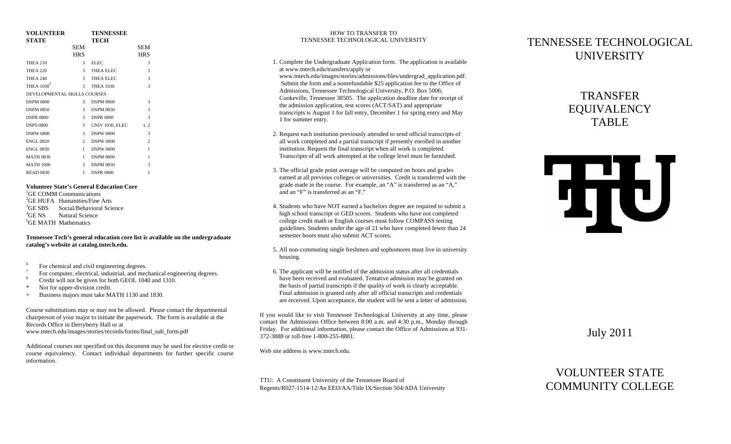| VOLUNTEER STATE | SEM HRS | TENNESSEE TECH | SEM HRS |
|---|---|---|---|
| THEA 210 | 3 | ELEC | 3 |
| THEA 220 | 3 | THEA ELEC | 3 |
| THEA 240 | 3 | THEA ELEC | 3 |
| THEA 1030[2] | 3 | THEA 1030 | 3 |
| DEVELOPMENTAL SKILLS COURSES | | | |
| DSPM 0800 | 3 | DSPM 0800 | 3 |
| DSPM 0850 | 3 | DSPM 0850 | 3 |
| DSPR 0800 | 3 | DSPR 0800 | 3 |
| DSPS 0800 | 3 | UNIV 1030, ELEC | 1, 2 |
| DSPW 0800 | 3 | DSPW 0800 | 3 |
| ENGL 0820 | 2 | DSPW 0800 | 2 |
| ENGL 0830 | 1 | DSPW 0800 | 1 |
| MATH 0830 | 1 | DSPM 0800 | 1 |
| MATH 1000 | 3 | DSPM 0850 | 3 |
| READ 0830 | 1 | DSPR 0800 | 1 |

**Volunteer State's General Education Core**

[1]GE COMM Communications
[2]GE HUFA Humanities/Fine Arts
[3]GE SBS Social/Behavioral Science
[4]GE NS Natural Science
[5]GE MATH Mathematics

**Tennessee Tech's general education core list is available on the undergraduate catalog's website at catalog.tntech.edu.**

[6] For chemical and civil engineering degrees.
[7] For computer, electrical, industrial, and mechanical engineering degrees.
[8] Credit will not be given for both GEOL 1040 and 1310.
* Not for upper-division credit.
+ Business majors must take MATH 1130 and 1830.

Course substitutions may or may not be allowed. Please contact the departmental chairperson of your major to initiate the paperwork. The form is available at the Records Office in Derryberry Hall or at www.tntech.edu/images/stories/records/forms/final_sub_form.pdf

Additional courses not specified on this document may be used for elective credit or course equivalency. Contact individual departments for further specific course information.

## HOW TO TRANSFER TO TENNESSEE TECHNOLOGICAL UNIVERSITY

1. Complete the Undergraduate Application form. The application is available at www.tntech.edu/transfers/apply or www.tntech.edu/images/stories/admissions/files/undergrad_application.pdf. Submit the form and a nonrefundable $25 application fee to the Office of Admissions, Tennessee Technological University, P.O. Box 5006; Cookeville, Tennessee 38505. The application deadline date for receipt of the admission application, test scores (ACT/SAT) and appropriate transcripts is August 1 for fall entry, December 1 for spring entry and May 1 for summer entry.
2. Request each institution previously attended to send official transcripts of all work completed and a partial transcript if presently enrolled in another institution. Request the final transcript when all work is completed. Transcripts of all work attempted at the college level must be furnished.
3. The official grade point average will be computed on hours and grades earned at all previous colleges or universities. Credit is transferred with the grade made in the course. For example, an "A" is transferred as an "A," and an "F" is transferred as an "F."
4. Students who have NOT earned a bachelors degree are required to submit a high school transcript or GED scores. Students who have not completed college credit math or English courses must follow COMPASS testing guidelines. Students under the age of 21 who have completed fewer than 24 semester hours must also submit ACT scores.
5. All non-commuting single freshmen and sophomores must live in university housing.
6. The applicant will be notified of the admission status after all credentials have been received and evaluated. Tentative admission may be granted on the basis of partial transcripts if the quality of work is clearly acceptable. Final admission is granted only after all official transcripts and credentials are received. Upon acceptance, the student will be sent a letter of admission.

If you would like to visit Tennessee Technological University at any time, please contact the Admissions Office between 8:00 a.m. and 4:30 p.m., Monday through Friday. For additional information, please contact the Office of Admissions at 931-372-3888 or toll-free 1-800-255-8881.

Web site address is www.tntech.edu.

TTU: A Constituent University of the Tennessee Board of Regents/R027-1514-12/An EEO/AA/Title IX/Section 504/ADA University

# TENNESSEE TECHNOLOGICAL UNIVERSITY

# TRANSFER EQUIVALENCY TABLE

TTU

July 2011

# VOLUNTEER STATE COMMUNITY COLLEGE